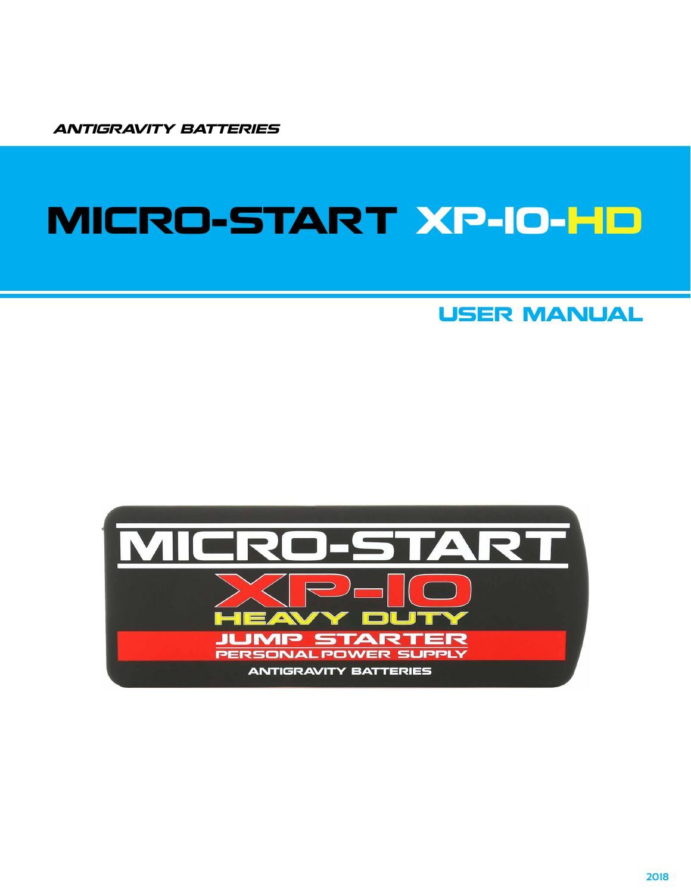ANTIGRAVITY BATTERIES

# MICRO-START XP-10-HD

## USER MANUAL

MICRO-START

XP-10

HEAVY DUTY

JUMP STARTER

PERSONAL POWER SUPPLY

ANTIGRAVITY BATTERIES

2018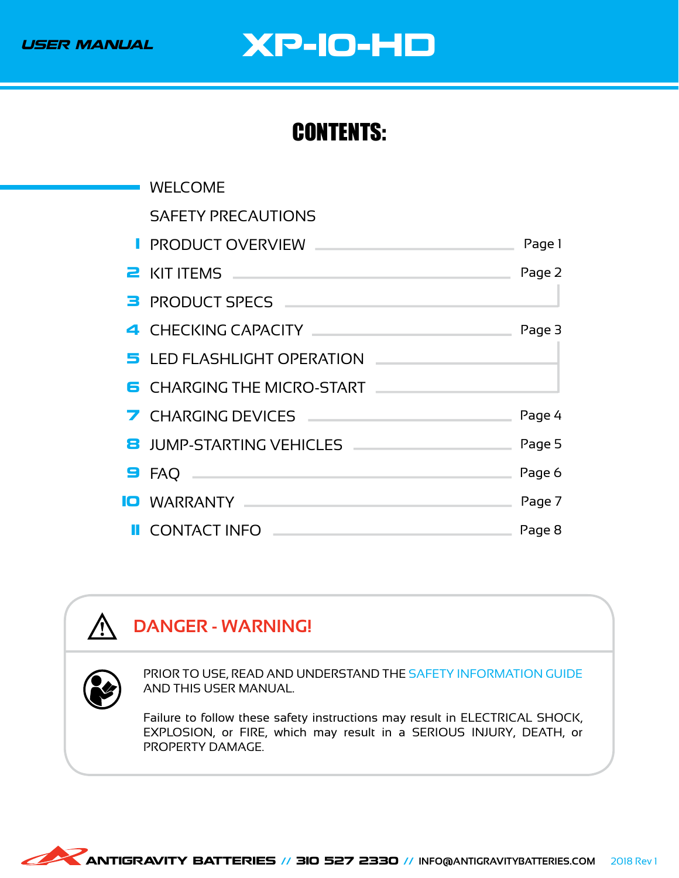USER MANUAL

# XP-10-HD

## CONTENTS:

| # | Section | Page |
|---|---|---|
| | WELCOME | |
| | SAFETY PRECAUTIONS | |
| 1 | PRODUCT OVERVIEW | Page 1 |
| 2 | KIT ITEMS | Page 2 |
| 3 | PRODUCT SPECS | Page 2 |
| 4 | CHECKING CAPACITY | Page 3 |
| 5 | LED FLASHLIGHT OPERATION | Page 3 |
| 6 | CHARGING THE MICRO-START | Page 3 |
| 7 | CHARGING DEVICES | Page 4 |
| 8 | JUMP-STARTING VEHICLES | Page 5 |
| 9 | FAQ | Page 6 |
| 10 | WARRANTY | Page 7 |
| 11 | CONTACT INFO | Page 8 |

### DANGER - WARNING!

PRIOR TO USE, READ AND UNDERSTAND THE SAFETY INFORMATION GUIDE AND THIS USER MANUAL.

Failure to follow these safety instructions may result in ELECTRICAL SHOCK, EXPLOSION, or FIRE, which may result in a SERIOUS INJURY, DEATH, or PROPERTY DAMAGE.

ANTIGRAVITY BATTERIES // 310 527 2330 // INFO@ANTIGRAVITYBATTERIES.COM 2018 Rev 1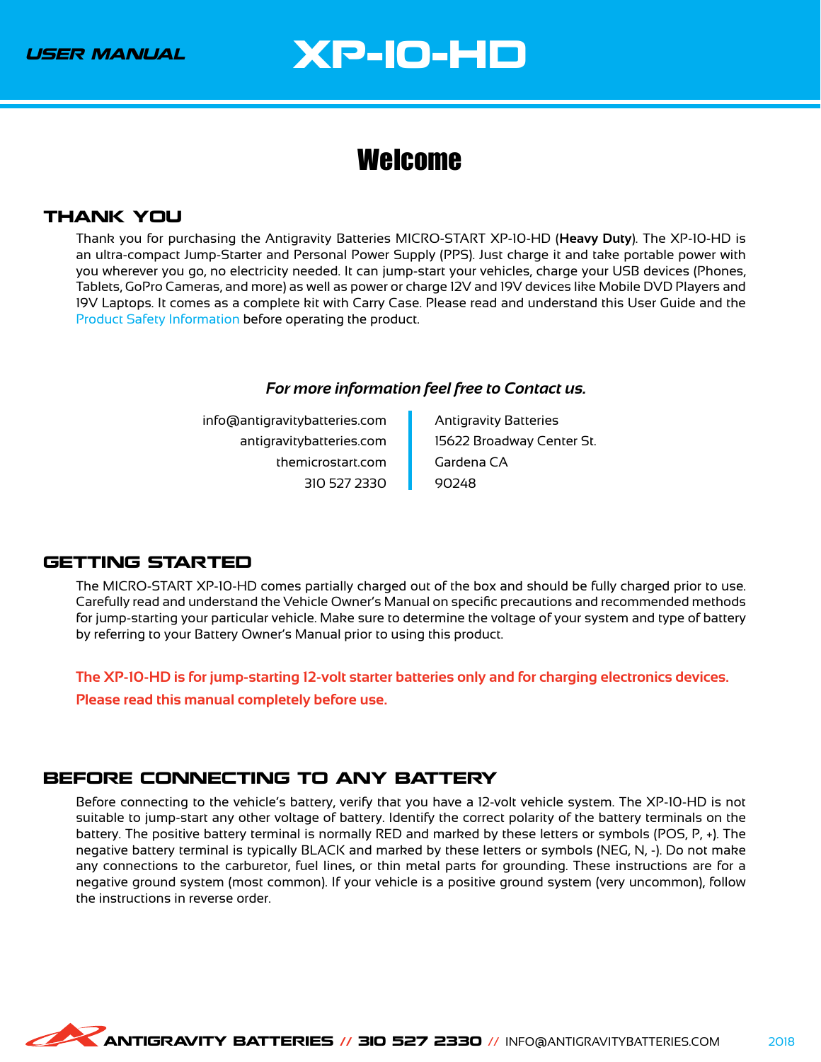# Welcome

## THANK YOU

Thank you for purchasing the Antigravity Batteries MICRO-START XP-10-HD (**Heavy Duty**). The XP-10-HD is an ultra-compact Jump-Starter and Personal Power Supply (PPS). Just charge it and take portable power with you wherever you go, no electricity needed. It can jump-start your vehicles, charge your USB devices (Phones, Tablets, GoPro Cameras, and more) as well as power or charge 12V and 19V devices like Mobile DVD Players and 19V Laptops. It comes as a complete kit with Carry Case. Please read and understand this User Guide and the Product Safety Information before operating the product.

***For more information feel free to Contact us.***

info@antigravitybatteries.com
antigravitybatteries.com
themicrostart.com
310 527 2330

Antigravity Batteries
15622 Broadway Center St.
Gardena CA
90248

## GETTING STARTED

The MICRO-START XP-10-HD comes partially charged out of the box and should be fully charged prior to use. Carefully read and understand the Vehicle Owner's Manual on specific precautions and recommended methods for jump-starting your particular vehicle. Make sure to determine the voltage of your system and type of battery by referring to your Battery Owner's Manual prior to using this product.

**The XP-10-HD is for jump-starting 12-volt starter batteries only and for charging electronics devices.**
**Please read this manual completely before use.**

## BEFORE CONNECTING TO ANY BATTERY

Before connecting to the vehicle's battery, verify that you have a 12-volt vehicle system. The XP-10-HD is not suitable to jump-start any other voltage of battery. Identify the correct polarity of the battery terminals on the battery. The positive battery terminal is normally RED and marked by these letters or symbols (POS, P, +). The negative battery terminal is typically BLACK and marked by these letters or symbols (NEG, N, -). Do not make any connections to the carburetor, fuel lines, or thin metal parts for grounding. These instructions are for a negative ground system (most common). If your vehicle is a positive ground system (very uncommon), follow the instructions in reverse order.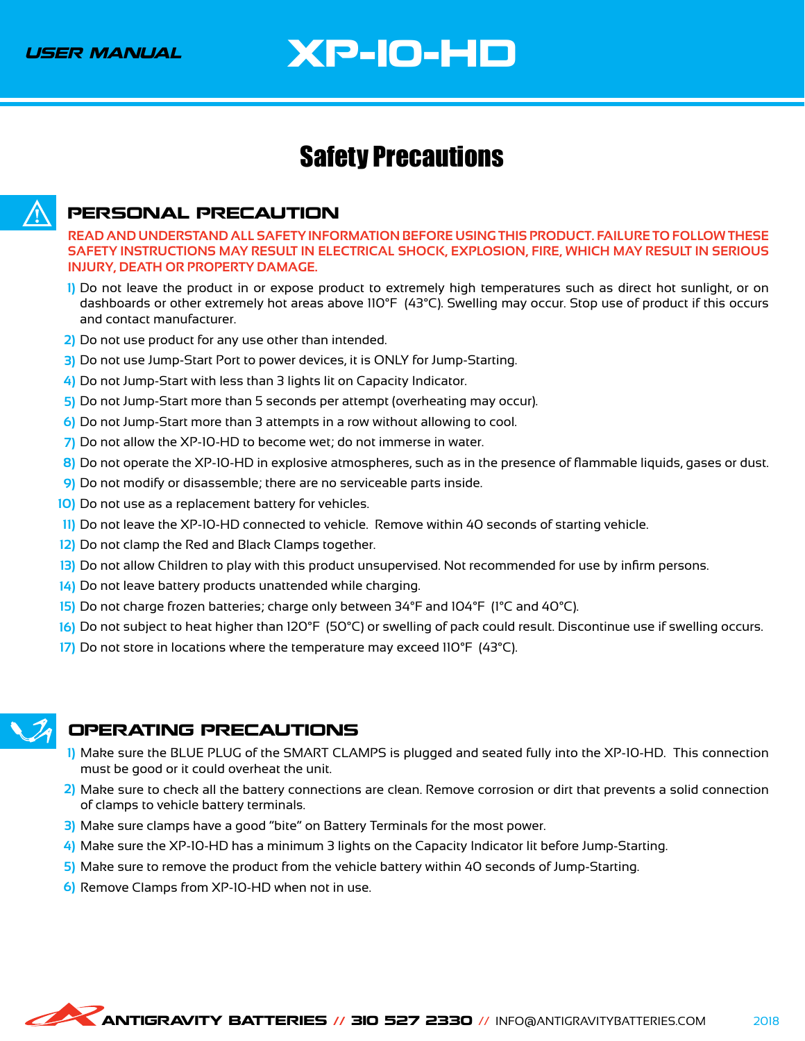# Safety Precautions

## PERSONAL PRECAUTION

**READ AND UNDERSTAND ALL SAFETY INFORMATION BEFORE USING THIS PRODUCT. FAILURE TO FOLLOW THESE SAFETY INSTRUCTIONS MAY RESULT IN ELECTRICAL SHOCK, EXPLOSION, FIRE, WHICH MAY RESULT IN SERIOUS INJURY, DEATH OR PROPERTY DAMAGE.**

1) Do not leave the product in or expose product to extremely high temperatures such as direct hot sunlight, or on dashboards or other extremely hot areas above 110°F (43°C). Swelling may occur. Stop use of product if this occurs and contact manufacturer.
2) Do not use product for any use other than intended.
3) Do not use Jump-Start Port to power devices, it is ONLY for Jump-Starting.
4) Do not Jump-Start with less than 3 lights lit on Capacity Indicator.
5) Do not Jump-Start more than 5 seconds per attempt (overheating may occur).
6) Do not Jump-Start more than 3 attempts in a row without allowing to cool.
7) Do not allow the XP-10-HD to become wet; do not immerse in water.
8) Do not operate the XP-10-HD in explosive atmospheres, such as in the presence of flammable liquids, gases or dust.
9) Do not modify or disassemble; there are no serviceable parts inside.
10) Do not use as a replacement battery for vehicles.
11) Do not leave the XP-10-HD connected to vehicle. Remove within 40 seconds of starting vehicle.
12) Do not clamp the Red and Black Clamps together.
13) Do not allow Children to play with this product unsupervised. Not recommended for use by infirm persons.
14) Do not leave battery products unattended while charging.
15) Do not charge frozen batteries; charge only between 34°F and 104°F (1°C and 40°C).
16) Do not subject to heat higher than 120°F (50°C) or swelling of pack could result. Discontinue use if swelling occurs.
17) Do not store in locations where the temperature may exceed 110°F (43°C).

## OPERATING PRECAUTIONS

1) Make sure the BLUE PLUG of the SMART CLAMPS is plugged and seated fully into the XP-10-HD. This connection must be good or it could overheat the unit.
2) Make sure to check all the battery connections are clean. Remove corrosion or dirt that prevents a solid connection of clamps to vehicle battery terminals.
3) Make sure clamps have a good "bite" on Battery Terminals for the most power.
4) Make sure the XP-10-HD has a minimum 3 lights on the Capacity Indicator lit before Jump-Starting.
5) Make sure to remove the product from the vehicle battery within 40 seconds of Jump-Starting.
6) Remove Clamps from XP-10-HD when not in use.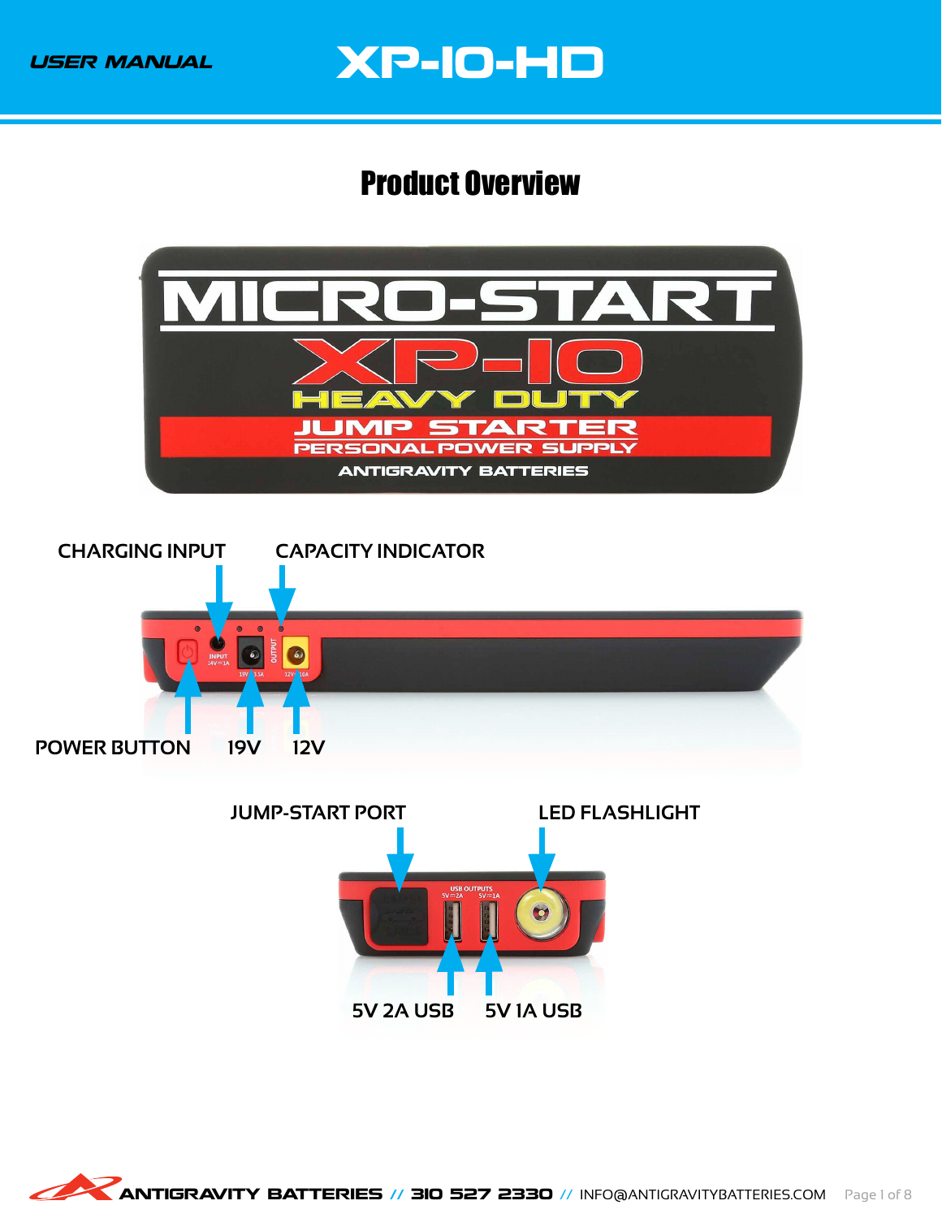# Product Overview

CHARGING INPUT

CAPACITY INDICATOR

POWER BUTTON

19V

12V

JUMP-START PORT

LED FLASHLIGHT

5V 2A USB

5V 1A USB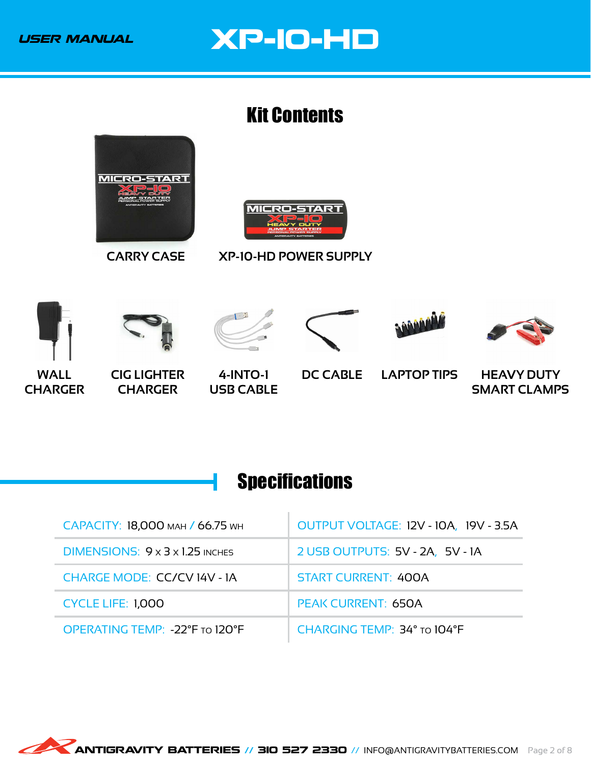# USER MANUAL XP-10-HD

## Kit Contents

CARRY CASE

XP-10-HD POWER SUPPLY

WALL CHARGER

CIG LIGHTER CHARGER

4-INTO-1 USB CABLE

DC CABLE

LAPTOP TIPS

HEAVY DUTY SMART CLAMPS

## Specifications

| | |
|---|---|
| CAPACITY: 18,000 MAH / 66.75 WH | OUTPUT VOLTAGE: 12V - 10A, 19V - 3.5A |
| DIMENSIONS: 9 x 3 x 1.25 INCHES | 2 USB OUTPUTS: 5V - 2A, 5V - 1A |
| CHARGE MODE: CC/CV 14V - 1A | START CURRENT: 400A |
| CYCLE LIFE: 1,000 | PEAK CURRENT: 650A |
| OPERATING TEMP: -22°F TO 120°F | CHARGING TEMP: 34° TO 104°F |

ANTIGRAVITY BATTERIES // 310 527 2330 // INFO@ANTIGRAVITYBATTERIES.COM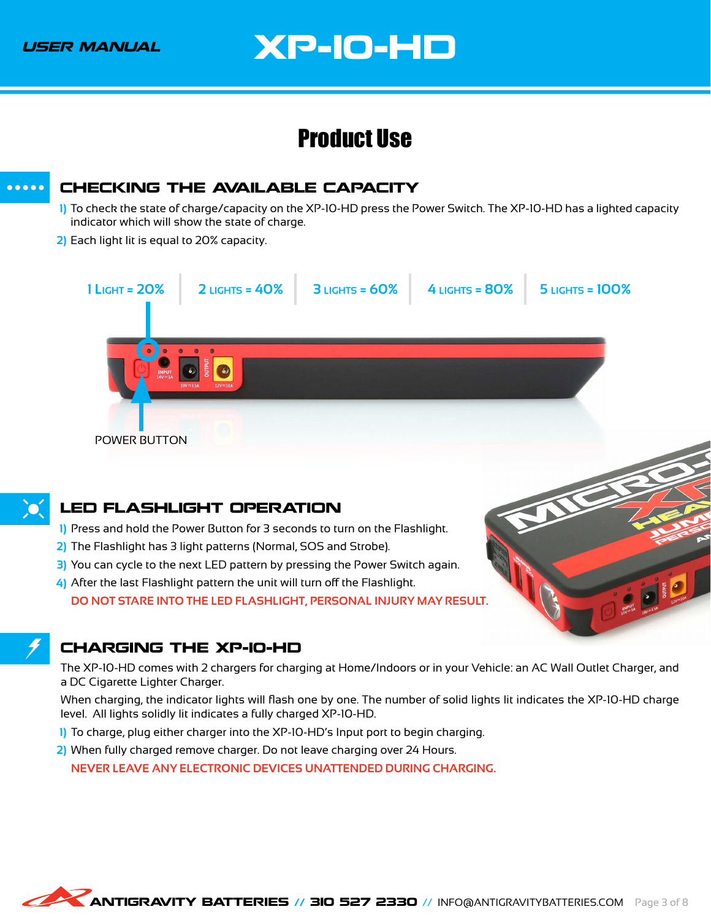# Product Use

## CHECKING THE AVAILABLE CAPACITY

1) To check the state of charge/capacity on the XP-10-HD press the Power Switch. The XP-10-HD has a lighted capacity indicator which will show the state of charge.
2) Each light lit is equal to 20% capacity.

1 LIGHT = 20% | 2 LIGHTS = 40% | 3 LIGHTS = 60% | 4 LIGHTS = 80% | 5 LIGHTS = 100%

POWER BUTTON

## LED FLASHLIGHT OPERATION

1) Press and hold the Power Button for 3 seconds to turn on the Flashlight.
2) The Flashlight has 3 light patterns (Normal, SOS and Strobe).
3) You can cycle to the next LED pattern by pressing the Power Switch again.
4) After the last Flashlight pattern the unit will turn off the Flashlight.

DO NOT STARE INTO THE LED FLASHLIGHT, PERSONAL INJURY MAY RESULT.

## CHARGING THE XP-10-HD

The XP-10-HD comes with 2 chargers for charging at Home/Indoors or in your Vehicle: an AC Wall Outlet Charger, and a DC Cigarette Lighter Charger.

When charging, the indicator lights will flash one by one. The number of solid lights lit indicates the XP-10-HD charge level. All lights solidly lit indicates a fully charged XP-10-HD.

1) To charge, plug either charger into the XP-10-HD's Input port to begin charging.
2) When fully charged remove charger. Do not leave charging over 24 Hours.

NEVER LEAVE ANY ELECTRONIC DEVICES UNATTENDED DURING CHARGING.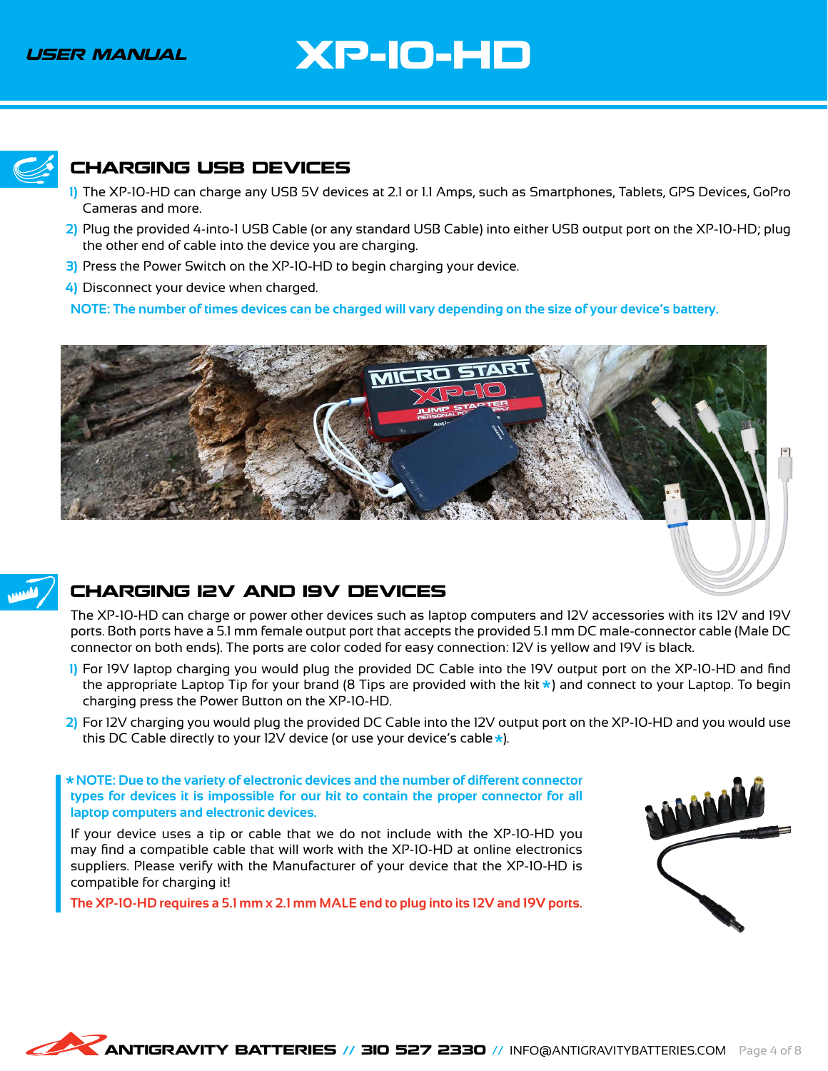## CHARGING USB DEVICES

1) The XP-10-HD can charge any USB 5V devices at 2.1 or 1.1 Amps, such as Smartphones, Tablets, GPS Devices, GoPro Cameras and more.
2) Plug the provided 4-into-1 USB Cable (or any standard USB Cable) into either USB output port on the XP-10-HD; plug the other end of cable into the device you are charging.
3) Press the Power Switch on the XP-10-HD to begin charging your device.
4) Disconnect your device when charged.

**NOTE: The number of times devices can be charged will vary depending on the size of your device's battery.**

## CHARGING 12V AND 19V DEVICES

The XP-10-HD can charge or power other devices such as laptop computers and 12V accessories with its 12V and 19V ports. Both ports have a 5.1 mm female output port that accepts the provided 5.1 mm DC male-connector cable (Male DC connector on both ends). The ports are color coded for easy connection: 12V is yellow and 19V is black.

1) For 19V laptop charging you would plug the provided DC Cable into the 19V output port on the XP-10-HD and find the appropriate Laptop Tip for your brand (8 Tips are provided with the kit *) and connect to your Laptop. To begin charging press the Power Button on the XP-10-HD.
2) For 12V charging you would plug the provided DC Cable into the 12V output port on the XP-10-HD and you would use this DC Cable directly to your 12V device (or use your device's cable *).

**\* NOTE: Due to the variety of electronic devices and the number of different connector types for devices it is impossible for our kit to contain the proper connector for all laptop computers and electronic devices.**

If your device uses a tip or cable that we do not include with the XP-10-HD you may find a compatible cable that will work with the XP-10-HD at online electronics suppliers. Please verify with the Manufacturer of your device that the XP-10-HD is compatible for charging it!

**The XP-10-HD requires a 5.1 mm x 2.1 mm MALE end to plug into its 12V and 19V ports.**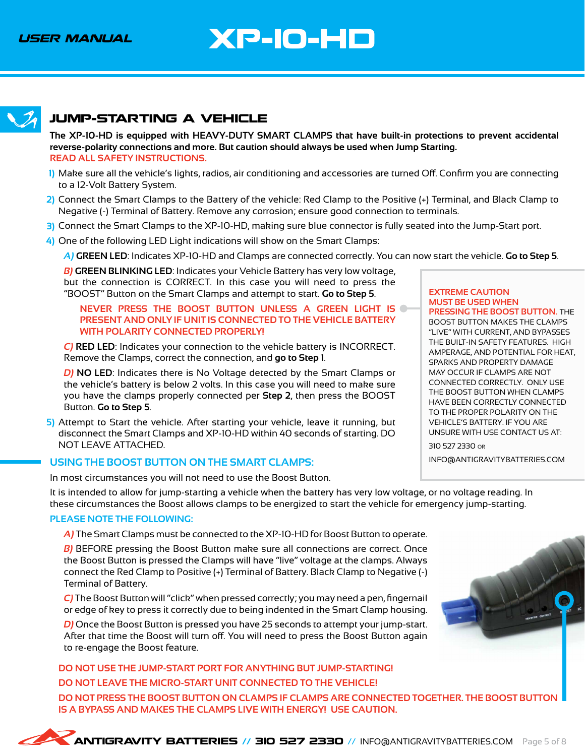## JUMP-STARTING A VEHICLE

**The XP-10-HD is equipped with HEAVY-DUTY SMART CLAMPS that have built-in protections to prevent accidental reverse-polarity connections and more. But caution should always be used when Jump Starting.**

READ ALL SAFETY INSTRUCTIONS.

1) Make sure all the vehicle's lights, radios, air conditioning and accessories are turned Off. Confirm you are connecting to a 12-Volt Battery System.
2) Connect the Smart Clamps to the Battery of the vehicle: Red Clamp to the Positive (+) Terminal, and Black Clamp to Negative (-) Terminal of Battery. Remove any corrosion; ensure good connection to terminals.
3) Connect the Smart Clamps to the XP-10-HD, making sure blue connector is fully seated into the Jump-Start port.
4) One of the following LED Light indications will show on the Smart Clamps:

   *A)* **GREEN LED**: Indicates XP-10-HD and Clamps are connected correctly. You can now start the vehicle. **Go to Step 5**.

   *B)* **GREEN BLINKING LED**: Indicates your Vehicle Battery has very low voltage, but the connection is CORRECT. In this case you will need to press the "BOOST" Button on the Smart Clamps and attempt to start. **Go to Step 5**.

   NEVER PRESS THE BOOST BUTTON UNLESS A GREEN LIGHT IS PRESENT AND ONLY IF UNIT IS CONNECTED TO THE VEHICLE BATTERY WITH POLARITY CONNECTED PROPERLY!

   *C)* **RED LED**: Indicates your connection to the vehicle battery is INCORRECT. Remove the Clamps, correct the connection, and **go to Step 1**.

   *D)* **NO LED**: Indicates there is No Voltage detected by the Smart Clamps or the vehicle's battery is below 2 volts. In this case you will need to make sure you have the clamps properly connected per **Step 2**, then press the BOOST Button. **Go to Step 5**.

5) Attempt to Start the vehicle. After starting your vehicle, leave it running, but disconnect the Smart Clamps and XP-10-HD within 40 seconds of starting. DO NOT LEAVE ATTACHED.

> **EXTREME CAUTION MUST BE USED WHEN PRESSING THE BOOST BUTTON.** THE BOOST BUTTON MAKES THE CLAMPS "LIVE" WITH CURRENT, AND BYPASSES THE BUILT-IN SAFETY FEATURES. HIGH AMPERAGE, AND POTENTIAL FOR HEAT, SPARKS AND PROPERTY DAMAGE MAY OCCUR IF CLAMPS ARE NOT CONNECTED CORRECTLY. ONLY USE THE BOOST BUTTON WHEN CLAMPS HAVE BEEN CORRECTLY CONNECTED TO THE PROPER POLARITY ON THE VEHICLE'S BATTERY. IF YOU ARE UNSURE WITH USE CONTACT US AT:
>
> 310 527 2330 OR
>
> INFO@ANTIGRAVITYBATTERIES.COM

### USING THE BOOST BUTTON ON THE SMART CLAMPS:

In most circumstances you will not need to use the Boost Button.

It is intended to allow for jump-starting a vehicle when the battery has very low voltage, or no voltage reading. In these circumstances the Boost allows clamps to be energized to start the vehicle for emergency jump-starting.

**PLEASE NOTE THE FOLLOWING:**

*A)* The Smart Clamps must be connected to the XP-10-HD for Boost Button to operate.

*B)* BEFORE pressing the Boost Button make sure all connections are correct. Once the Boost Button is pressed the Clamps will have "live" voltage at the clamps. Always connect the Red Clamp to Positive (+) Terminal of Battery. Black Clamp to Negative (-) Terminal of Battery.

*C)* The Boost Button will "click" when pressed correctly; you may need a pen, fingernail or edge of key to press it correctly due to being indented in the Smart Clamp housing.

*D)* Once the Boost Button is pressed you have 25 seconds to attempt your jump-start. After that time the Boost will turn off. You will need to press the Boost Button again to re-engage the Boost feature.

DO NOT USE THE JUMP-START PORT FOR ANYTHING BUT JUMP-STARTING!

DO NOT LEAVE THE MICRO-START UNIT CONNECTED TO THE VEHICLE!

DO NOT PRESS THE BOOST BUTTON ON CLAMPS IF CLAMPS ARE CONNECTED TOGETHER. THE BOOST BUTTON IS A BYPASS AND MAKES THE CLAMPS LIVE WITH ENERGY! USE CAUTION.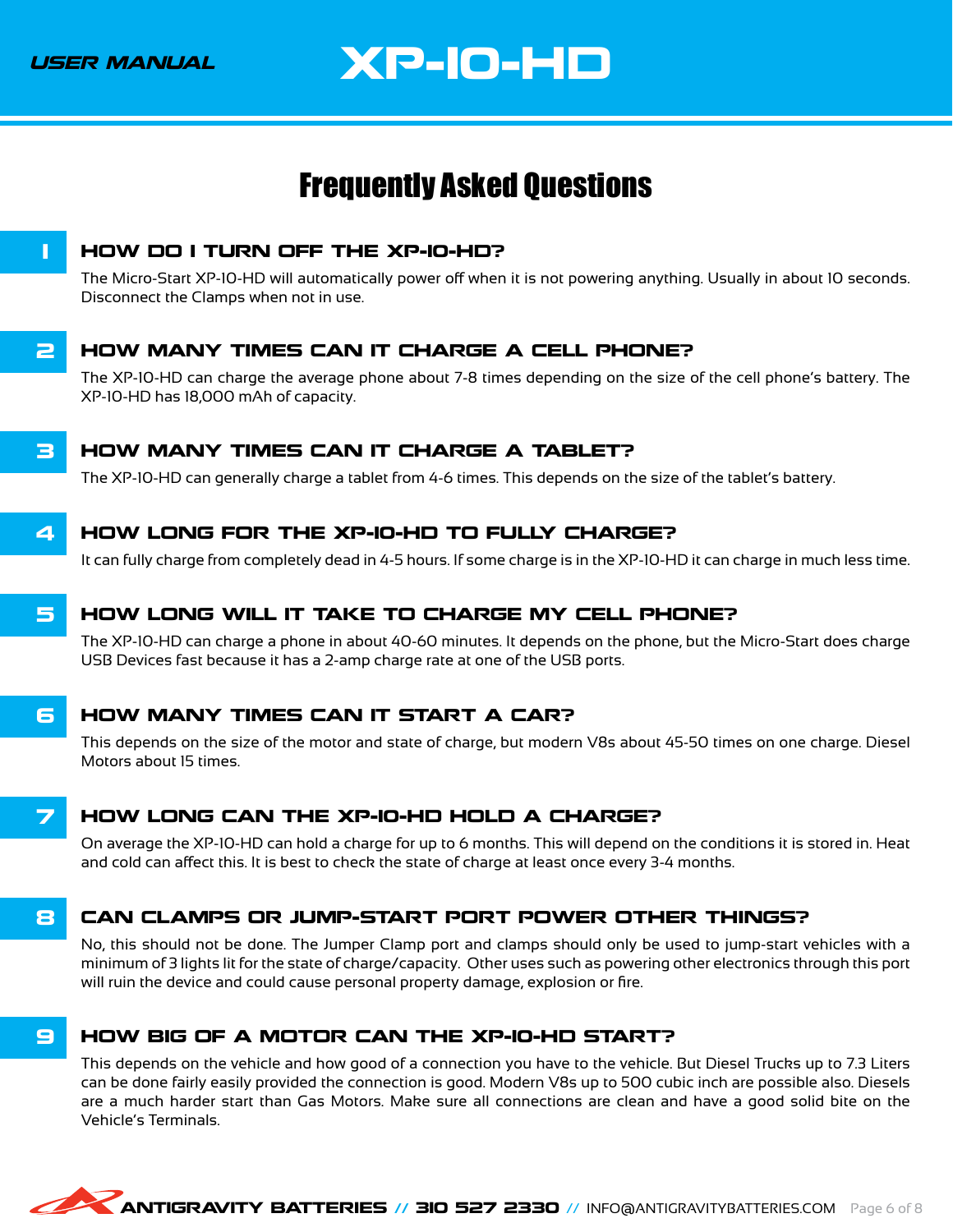# Frequently Asked Questions

## 1 HOW DO I TURN OFF THE XP-10-HD?

The Micro-Start XP-10-HD will automatically power off when it is not powering anything. Usually in about 10 seconds. Disconnect the Clamps when not in use.

## 2 HOW MANY TIMES CAN IT CHARGE A CELL PHONE?

The XP-10-HD can charge the average phone about 7-8 times depending on the size of the cell phone's battery. The XP-10-HD has 18,000 mAh of capacity.

## 3 HOW MANY TIMES CAN IT CHARGE A TABLET?

The XP-10-HD can generally charge a tablet from 4-6 times. This depends on the size of the tablet's battery.

## 4 HOW LONG FOR THE XP-10-HD TO FULLY CHARGE?

It can fully charge from completely dead in 4-5 hours. If some charge is in the XP-10-HD it can charge in much less time.

## 5 HOW LONG WILL IT TAKE TO CHARGE MY CELL PHONE?

The XP-10-HD can charge a phone in about 40-60 minutes. It depends on the phone, but the Micro-Start does charge USB Devices fast because it has a 2-amp charge rate at one of the USB ports.

## 6 HOW MANY TIMES CAN IT START A CAR?

This depends on the size of the motor and state of charge, but modern V8s about 45-50 times on one charge. Diesel Motors about 15 times.

## 7 HOW LONG CAN THE XP-10-HD HOLD A CHARGE?

On average the XP-10-HD can hold a charge for up to 6 months. This will depend on the conditions it is stored in. Heat and cold can affect this. It is best to check the state of charge at least once every 3-4 months.

## 8 CAN CLAMPS OR JUMP-START PORT POWER OTHER THINGS?

No, this should not be done. The Jumper Clamp port and clamps should only be used to jump-start vehicles with a minimum of 3 lights lit for the state of charge/capacity. Other uses such as powering other electronics through this port will ruin the device and could cause personal property damage, explosion or fire.

## 9 HOW BIG OF A MOTOR CAN THE XP-10-HD START?

This depends on the vehicle and how good of a connection you have to the vehicle. But Diesel Trucks up to 7.3 Liters can be done fairly easily provided the connection is good. Modern V8s up to 500 cubic inch are possible also. Diesels are a much harder start than Gas Motors. Make sure all connections are clean and have a good solid bite on the Vehicle's Terminals.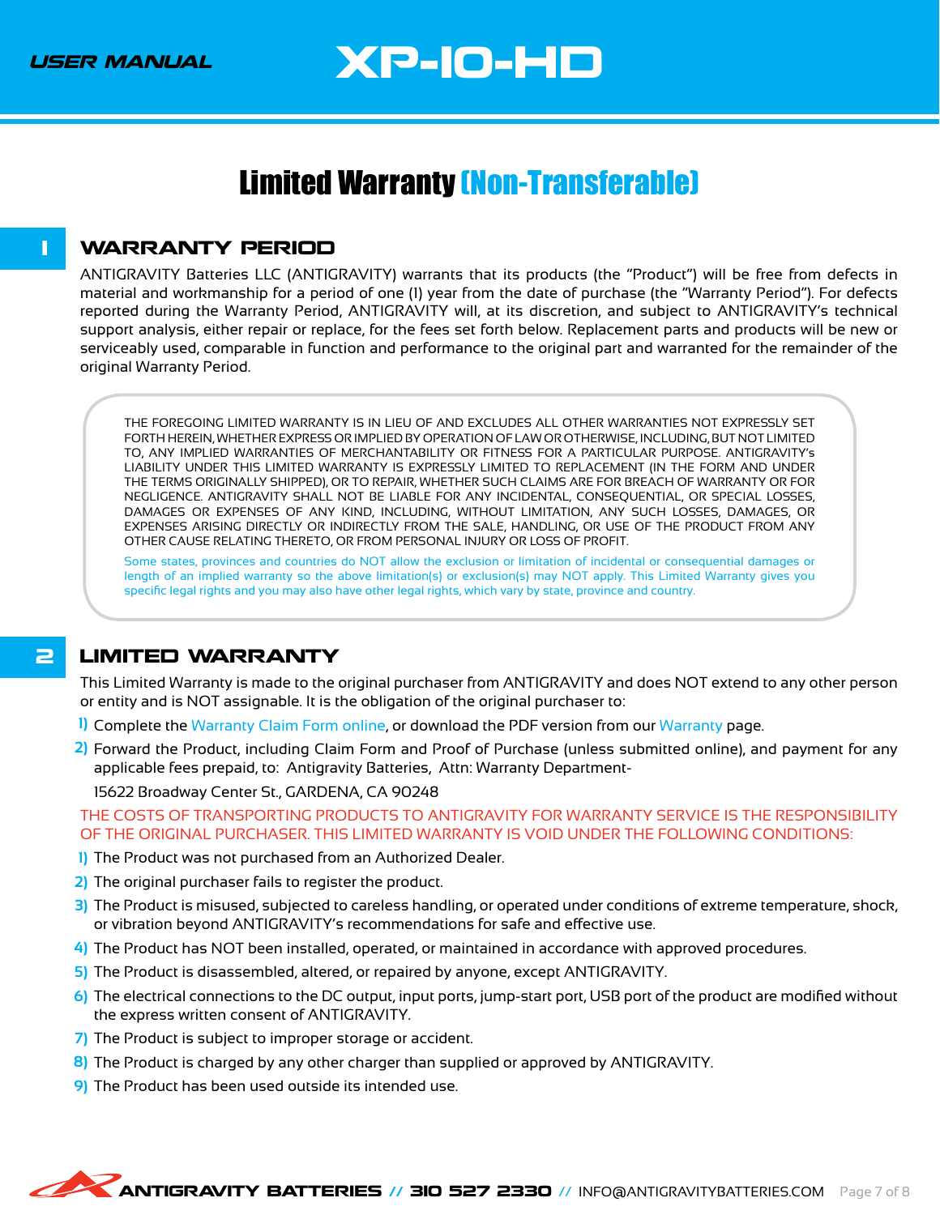# Limited Warranty (Non-Transferable)

## 1 WARRANTY PERIOD

ANTIGRAVITY Batteries LLC (ANTIGRAVITY) warrants that its products (the "Product") will be free from defects in material and workmanship for a period of one (1) year from the date of purchase (the "Warranty Period"). For defects reported during the Warranty Period, ANTIGRAVITY will, at its discretion, and subject to ANTIGRAVITY's technical support analysis, either repair or replace, for the fees set forth below. Replacement parts and products will be new or serviceably used, comparable in function and performance to the original part and warranted for the remainder of the original Warranty Period.

THE FOREGOING LIMITED WARRANTY IS IN LIEU OF AND EXCLUDES ALL OTHER WARRANTIES NOT EXPRESSLY SET FORTH HEREIN, WHETHER EXPRESS OR IMPLIED BY OPERATION OF LAW OR OTHERWISE, INCLUDING, BUT NOT LIMITED TO, ANY IMPLIED WARRANTIES OF MERCHANTABILITY OR FITNESS FOR A PARTICULAR PURPOSE. ANTIGRAVITY's LIABILITY UNDER THIS LIMITED WARRANTY IS EXPRESSLY LIMITED TO REPLACEMENT (IN THE FORM AND UNDER THE TERMS ORIGINALLY SHIPPED), OR TO REPAIR, WHETHER SUCH CLAIMS ARE FOR BREACH OF WARRANTY OR FOR NEGLIGENCE. ANTIGRAVITY SHALL NOT BE LIABLE FOR ANY INCIDENTAL, CONSEQUENTIAL, OR SPECIAL LOSSES, DAMAGES OR EXPENSES OF ANY KIND, INCLUDING, WITHOUT LIMITATION, ANY SUCH LOSSES, DAMAGES, OR EXPENSES ARISING DIRECTLY OR INDIRECTLY FROM THE SALE, HANDLING, OR USE OF THE PRODUCT FROM ANY OTHER CAUSE RELATING THERETO, OR FROM PERSONAL INJURY OR LOSS OF PROFIT.

Some states, provinces and countries do NOT allow the exclusion or limitation of incidental or consequential damages or length of an implied warranty so the above limitation(s) or exclusion(s) may NOT apply. This Limited Warranty gives you specific legal rights and you may also have other legal rights, which vary by state, province and country.

## 2 LIMITED WARRANTY

This Limited Warranty is made to the original purchaser from ANTIGRAVITY and does NOT extend to any other person or entity and is NOT assignable. It is the obligation of the original purchaser to:

1) Complete the Warranty Claim Form online, or download the PDF version from our Warranty page.
2) Forward the Product, including Claim Form and Proof of Purchase (unless submitted online), and payment for any applicable fees prepaid, to: Antigravity Batteries, Attn: Warranty Department-

   15622 Broadway Center St., GARDENA, CA 90248

THE COSTS OF TRANSPORTING PRODUCTS TO ANTIGRAVITY FOR WARRANTY SERVICE IS THE RESPONSIBILITY OF THE ORIGINAL PURCHASER. THIS LIMITED WARRANTY IS VOID UNDER THE FOLLOWING CONDITIONS:

1) The Product was not purchased from an Authorized Dealer.
2) The original purchaser fails to register the product.
3) The Product is misused, subjected to careless handling, or operated under conditions of extreme temperature, shock, or vibration beyond ANTIGRAVITY's recommendations for safe and effective use.
4) The Product has NOT been installed, operated, or maintained in accordance with approved procedures.
5) The Product is disassembled, altered, or repaired by anyone, except ANTIGRAVITY.
6) The electrical connections to the DC output, input ports, jump-start port, USB port of the product are modified without the express written consent of ANTIGRAVITY.
7) The Product is subject to improper storage or accident.
8) The Product is charged by any other charger than supplied or approved by ANTIGRAVITY.
9) The Product has been used outside its intended use.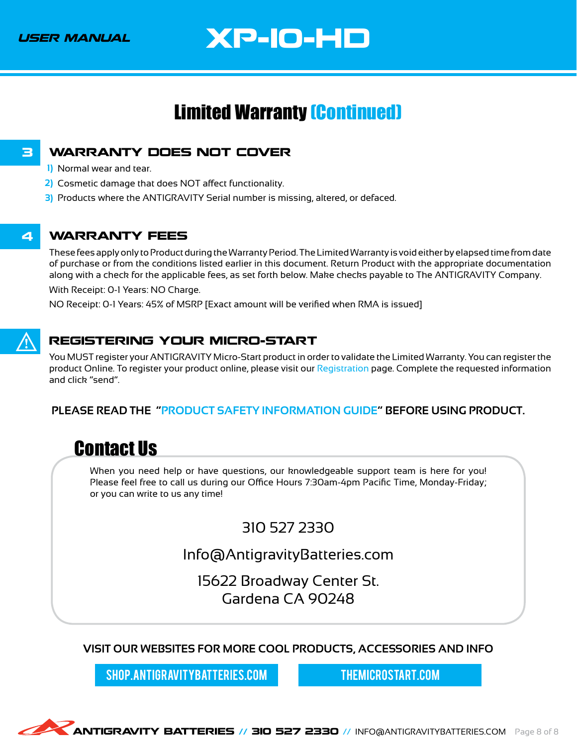# Limited Warranty (Continued)

## 3 WARRANTY DOES NOT COVER

1) Normal wear and tear.
2) Cosmetic damage that does NOT affect functionality.
3) Products where the ANTIGRAVITY Serial number is missing, altered, or defaced.

## 4 WARRANTY FEES

These fees apply only to Product during the Warranty Period. The Limited Warranty is void either by elapsed time from date of purchase or from the conditions listed earlier in this document. Return Product with the appropriate documentation along with a check for the applicable fees, as set forth below. Make checks payable to The ANTIGRAVITY Company.

With Receipt: 0-1 Years: NO Charge.

NO Receipt: 0-1 Years: 45% of MSRP [Exact amount will be verified when RMA is issued]

## REGISTERING YOUR MICRO-START

You MUST register your ANTIGRAVITY Micro-Start product in order to validate the Limited Warranty. You can register the product Online. To register your product online, please visit our Registration page. Complete the requested information and click "send".

**PLEASE READ THE "PRODUCT SAFETY INFORMATION GUIDE" BEFORE USING PRODUCT.**

# Contact Us

When you need help or have questions, our knowledgeable support team is here for you! Please feel free to call us during our Office Hours 7:30am-4pm Pacific Time, Monday-Friday; or you can write to us any time!

310 527 2330

Info@AntigravityBatteries.com

15622 Broadway Center St.
Gardena CA 90248

**VISIT OUR WEBSITES FOR MORE COOL PRODUCTS, ACCESSORIES AND INFO**

SHOP.ANTIGRAVITYBATTERIES.COM

THEMICROSTART.COM